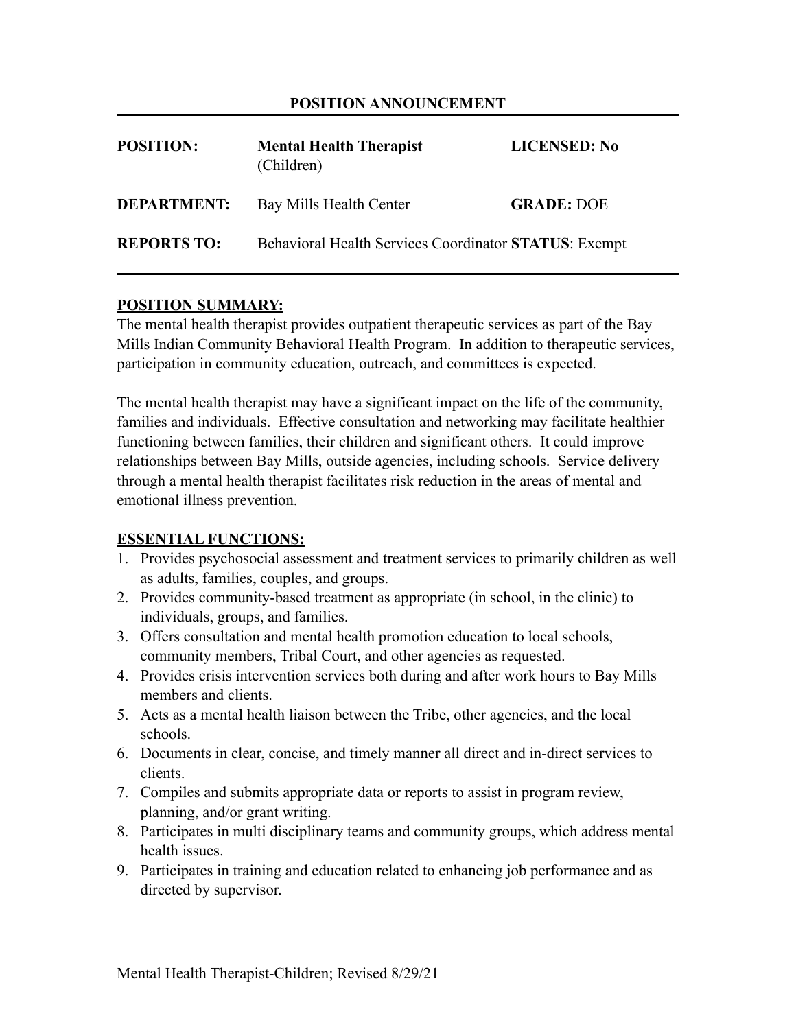## POSITION ANNOUNCEMENT

| | | |
|---|---|---|
| **POSITION:** | **Mental Health Therapist** (Children) | **LICENSED: No** |
| **DEPARTMENT:** | Bay Mills Health Center | **GRADE:** DOE |
| **REPORTS TO:** | Behavioral Health Services Coordinator | **STATUS**: Exempt |

### POSITION SUMMARY:

The mental health therapist provides outpatient therapeutic services as part of the Bay Mills Indian Community Behavioral Health Program. In addition to therapeutic services, participation in community education, outreach, and committees is expected.

The mental health therapist may have a significant impact on the life of the community, families and individuals. Effective consultation and networking may facilitate healthier functioning between families, their children and significant others. It could improve relationships between Bay Mills, outside agencies, including schools. Service delivery through a mental health therapist facilitates risk reduction in the areas of mental and emotional illness prevention.

### ESSENTIAL FUNCTIONS:

1. Provides psychosocial assessment and treatment services to primarily children as well as adults, families, couples, and groups.
2. Provides community-based treatment as appropriate (in school, in the clinic) to individuals, groups, and families.
3. Offers consultation and mental health promotion education to local schools, community members, Tribal Court, and other agencies as requested.
4. Provides crisis intervention services both during and after work hours to Bay Mills members and clients.
5. Acts as a mental health liaison between the Tribe, other agencies, and the local schools.
6. Documents in clear, concise, and timely manner all direct and in-direct services to clients.
7. Compiles and submits appropriate data or reports to assist in program review, planning, and/or grant writing.
8. Participates in multi disciplinary teams and community groups, which address mental health issues.
9. Participates in training and education related to enhancing job performance and as directed by supervisor.

Mental Health Therapist-Children; Revised 8/29/21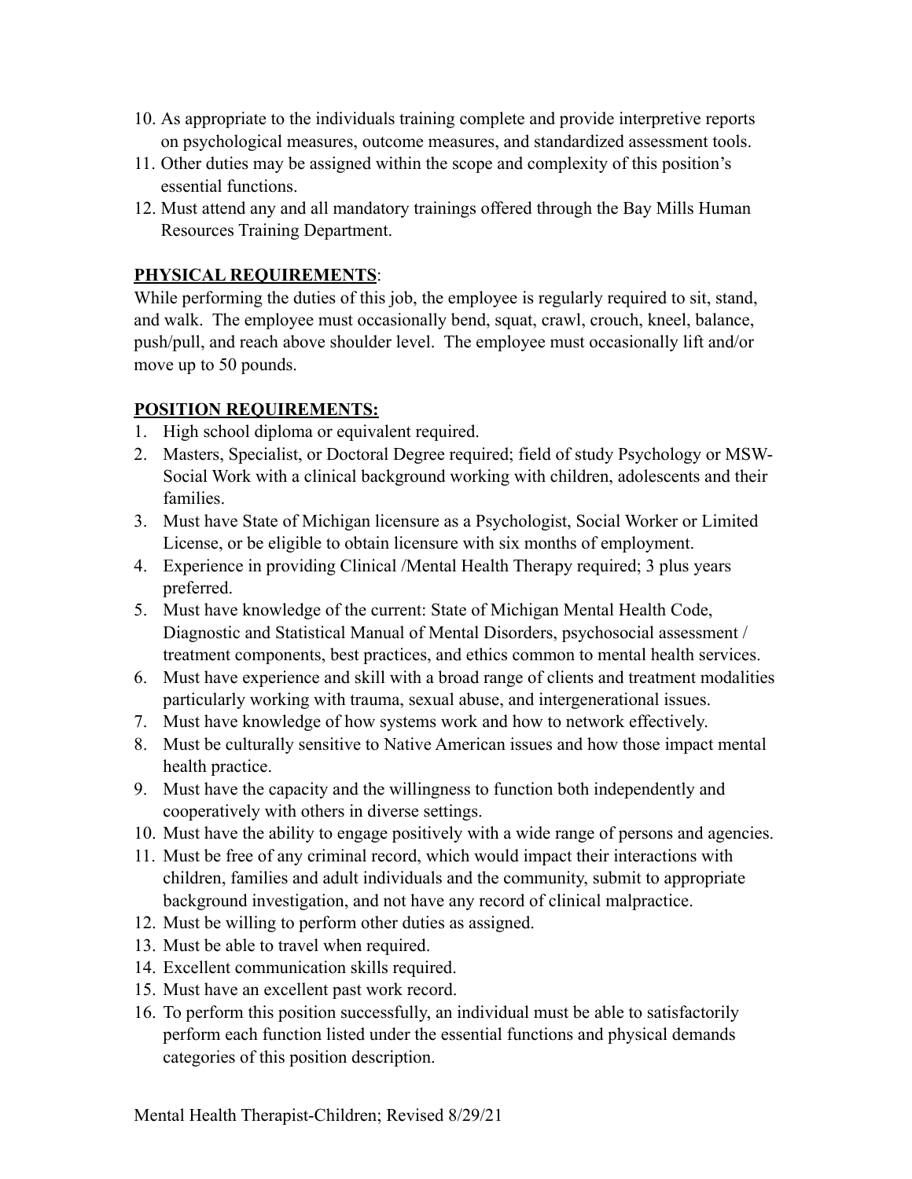10. As appropriate to the individuals training complete and provide interpretive reports on psychological measures, outcome measures, and standardized assessment tools.
11. Other duties may be assigned within the scope and complexity of this position's essential functions.
12. Must attend any and all mandatory trainings offered through the Bay Mills Human Resources Training Department.

**PHYSICAL REQUIREMENTS**:

While performing the duties of this job, the employee is regularly required to sit, stand, and walk. The employee must occasionally bend, squat, crawl, crouch, kneel, balance, push/pull, and reach above shoulder level. The employee must occasionally lift and/or move up to 50 pounds.

**POSITION REQUIREMENTS:**

1. High school diploma or equivalent required.
2. Masters, Specialist, or Doctoral Degree required; field of study Psychology or MSW-Social Work with a clinical background working with children, adolescents and their families.
3. Must have State of Michigan licensure as a Psychologist, Social Worker or Limited License, or be eligible to obtain licensure with six months of employment.
4. Experience in providing Clinical /Mental Health Therapy required; 3 plus years preferred.
5. Must have knowledge of the current: State of Michigan Mental Health Code, Diagnostic and Statistical Manual of Mental Disorders, psychosocial assessment / treatment components, best practices, and ethics common to mental health services.
6. Must have experience and skill with a broad range of clients and treatment modalities particularly working with trauma, sexual abuse, and intergenerational issues.
7. Must have knowledge of how systems work and how to network effectively.
8. Must be culturally sensitive to Native American issues and how those impact mental health practice.
9. Must have the capacity and the willingness to function both independently and cooperatively with others in diverse settings.
10. Must have the ability to engage positively with a wide range of persons and agencies.
11. Must be free of any criminal record, which would impact their interactions with children, families and adult individuals and the community, submit to appropriate background investigation, and not have any record of clinical malpractice.
12. Must be willing to perform other duties as assigned.
13. Must be able to travel when required.
14. Excellent communication skills required.
15. Must have an excellent past work record.
16. To perform this position successfully, an individual must be able to satisfactorily perform each function listed under the essential functions and physical demands categories of this position description.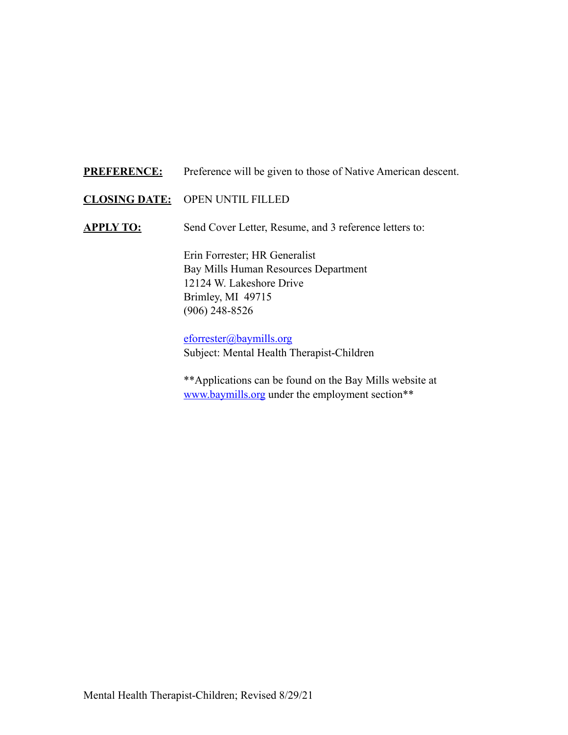**PREFERENCE:** Preference will be given to those of Native American descent.

**CLOSING DATE:** OPEN UNTIL FILLED

**APPLY TO:** Send Cover Letter, Resume, and 3 reference letters to:

Erin Forrester; HR Generalist
Bay Mills Human Resources Department
12124 W. Lakeshore Drive
Brimley, MI 49715
(906) 248-8526

eforrester@baymills.org
Subject: Mental Health Therapist-Children

**Applications can be found on the Bay Mills website at www.baymills.org under the employment section**

Mental Health Therapist-Children; Revised 8/29/21